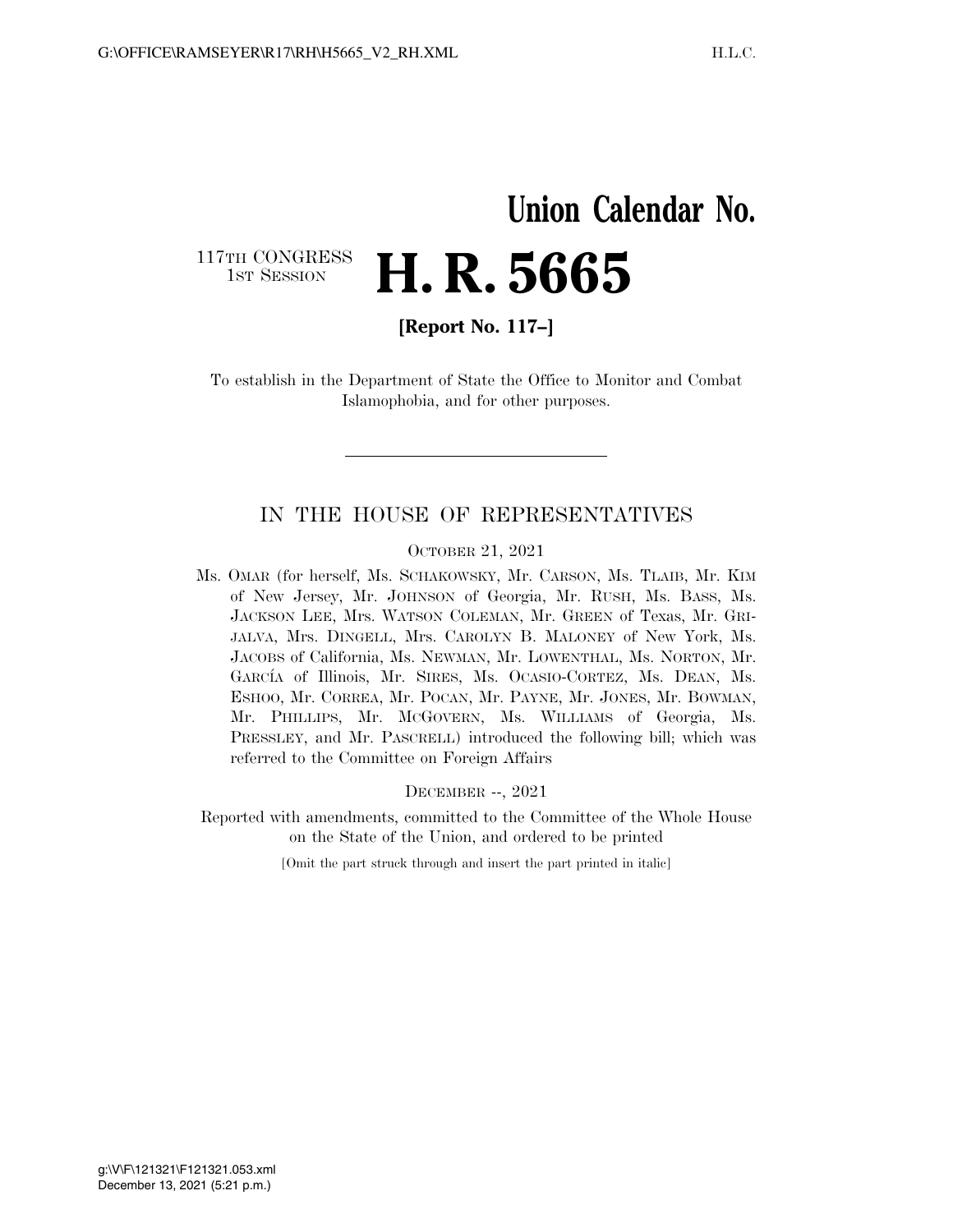# Union Calendar No.

117TH CONGRESS
1ST SESSION

# H. R. 5665

**[Report No. 117–]**

To establish in the Department of State the Office to Monitor and Combat Islamophobia, and for other purposes.

---

IN THE HOUSE OF REPRESENTATIVES

OCTOBER 21, 2021

Ms. OMAR (for herself, Ms. SCHAKOWSKY, Mr. CARSON, Ms. TLAIB, Mr. KIM of New Jersey, Mr. JOHNSON of Georgia, Mr. RUSH, Ms. BASS, Ms. JACKSON LEE, Mrs. WATSON COLEMAN, Mr. GREEN of Texas, Mr. GRIJALVA, Mrs. DINGELL, Mrs. CAROLYN B. MALONEY of New York, Ms. JACOBS of California, Ms. NEWMAN, Mr. LOWENTHAL, Ms. NORTON, Mr. GARCÍA of Illinois, Mr. SIRES, Ms. OCASIO-CORTEZ, Ms. DEAN, Ms. ESHOO, Mr. CORREA, Mr. POCAN, Mr. PAYNE, Mr. JONES, Mr. BOWMAN, Mr. PHILLIPS, Mr. MCGOVERN, Ms. WILLIAMS of Georgia, Ms. PRESSLEY, and Mr. PASCRELL) introduced the following bill; which was referred to the Committee on Foreign Affairs

DECEMBER --, 2021

Reported with amendments, committed to the Committee of the Whole House on the State of the Union, and ordered to be printed

[Omit the part struck through and insert the part printed in italic]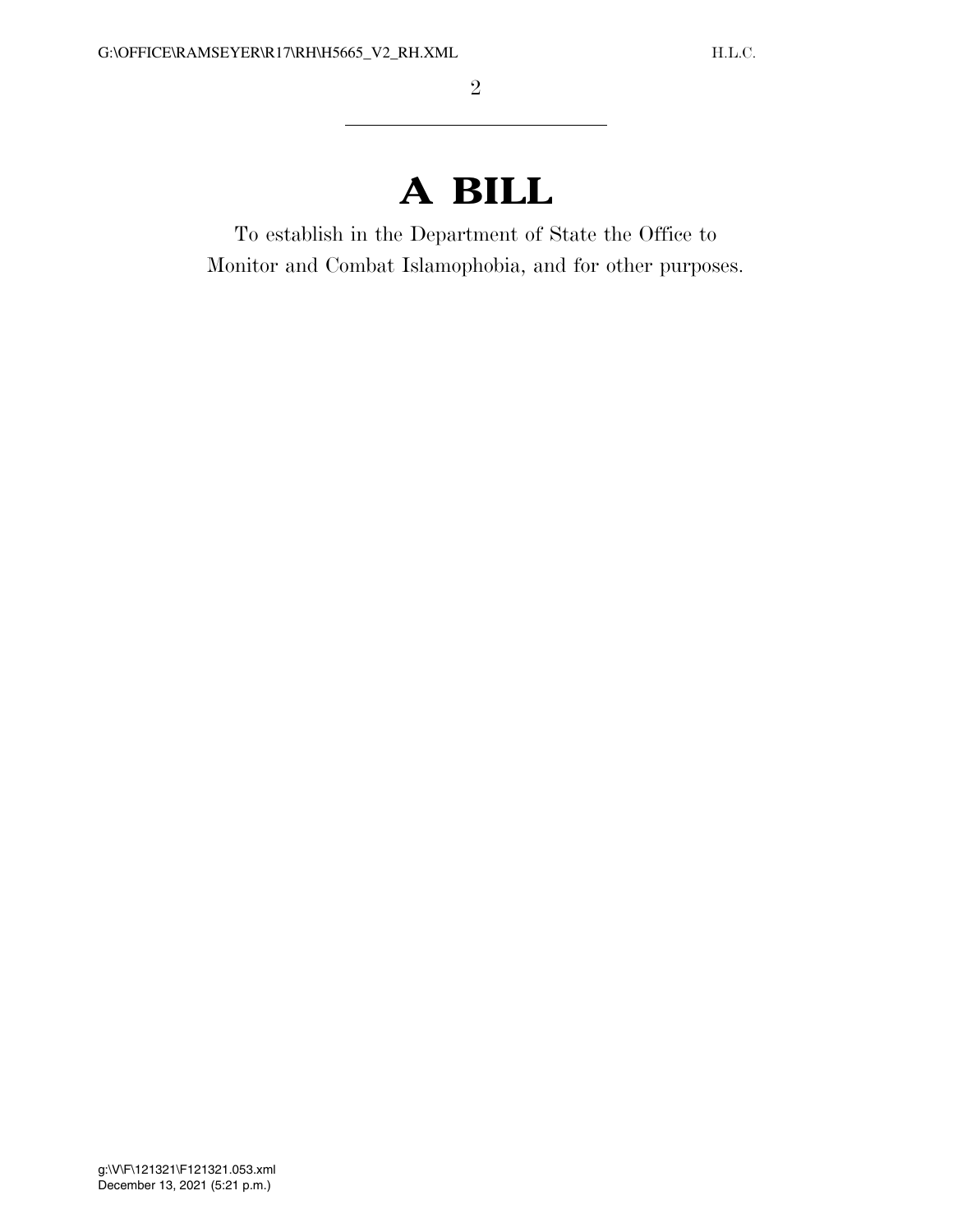# A BILL

To establish in the Department of State the Office to Monitor and Combat Islamophobia, and for other purposes.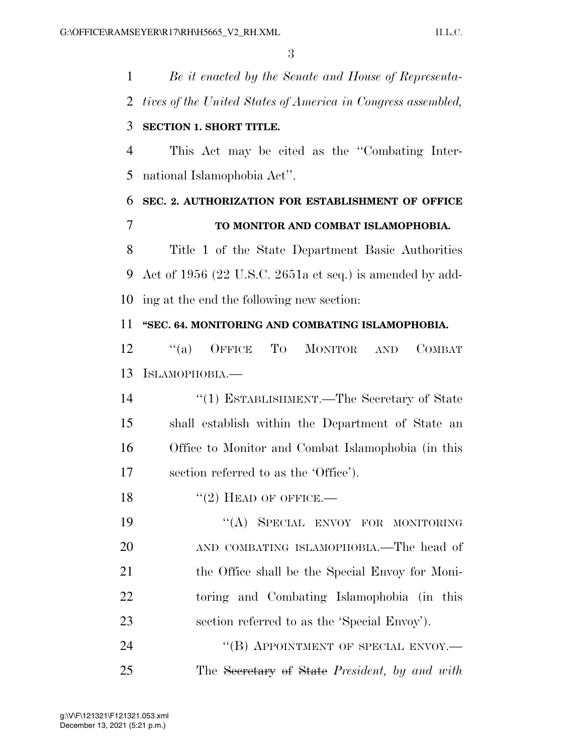*Be it enacted by the Senate and House of Representatives of the United States of America in Congress assembled,*

**SECTION 1. SHORT TITLE.**

This Act may be cited as the "Combating International Islamophobia Act".

**SEC. 2. AUTHORIZATION FOR ESTABLISHMENT OF OFFICE TO MONITOR AND COMBAT ISLAMOPHOBIA.**

Title 1 of the State Department Basic Authorities Act of 1956 (22 U.S.C. 2651a et seq.) is amended by adding at the end the following new section:

**"SEC. 64. MONITORING AND COMBATING ISLAMOPHOBIA.**

"(a) OFFICE TO MONITOR AND COMBAT ISLAMOPHOBIA.—

"(1) ESTABLISHMENT.—The Secretary of State shall establish within the Department of State an Office to Monitor and Combat Islamophobia (in this section referred to as the 'Office').

"(2) HEAD OF OFFICE.—

"(A) SPECIAL ENVOY FOR MONITORING AND COMBATING ISLAMOPHOBIA.—The head of the Office shall be the Special Envoy for Monitoring and Combating Islamophobia (in this section referred to as the 'Special Envoy').

"(B) APPOINTMENT OF SPECIAL ENVOY.—The ~~Secretary of State~~ *President, by and with*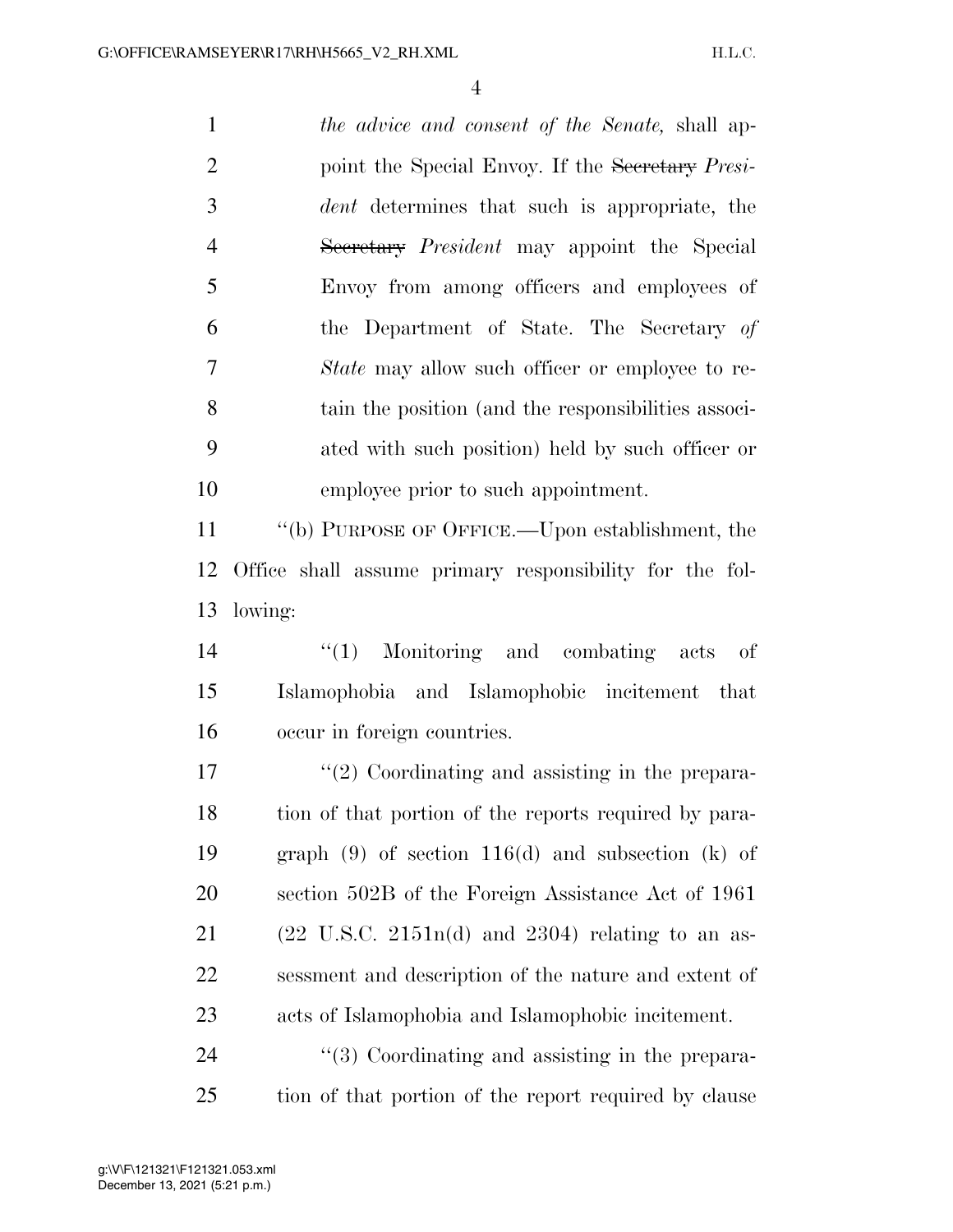*the advice and consent of the Senate,* shall appoint the Special Envoy. If the ~~Secretary~~ *President* determines that such is appropriate, the ~~Secretary~~ *President* may appoint the Special Envoy from among officers and employees of the Department of State. The Secretary *of State* may allow such officer or employee to retain the position (and the responsibilities associated with such position) held by such officer or employee prior to such appointment.

"(b) PURPOSE OF OFFICE.—Upon establishment, the Office shall assume primary responsibility for the following:

"(1) Monitoring and combating acts of Islamophobia and Islamophobic incitement that occur in foreign countries.

"(2) Coordinating and assisting in the preparation of that portion of the reports required by paragraph (9) of section 116(d) and subsection (k) of section 502B of the Foreign Assistance Act of 1961 (22 U.S.C. 2151n(d) and 2304) relating to an assessment and description of the nature and extent of acts of Islamophobia and Islamophobic incitement.

"(3) Coordinating and assisting in the preparation of that portion of the report required by clause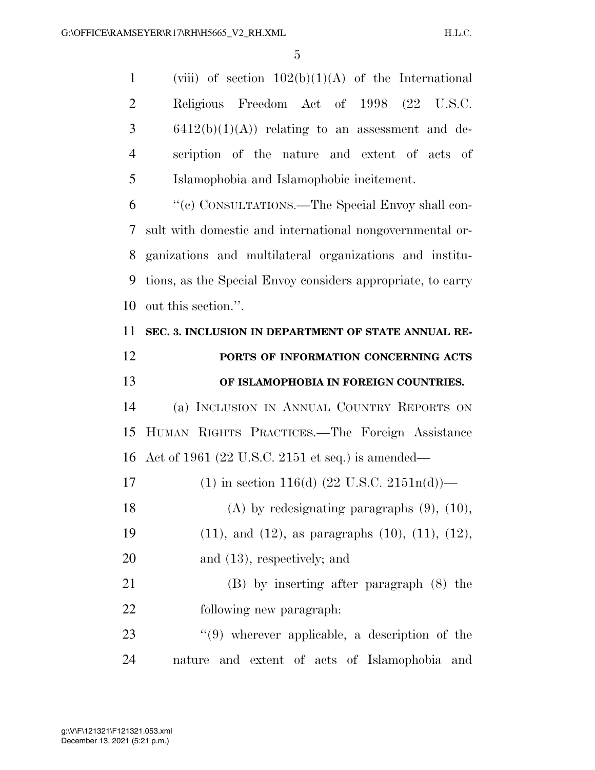(viii) of section 102(b)(1)(A) of the International Religious Freedom Act of 1998 (22 U.S.C. 6412(b)(1)(A)) relating to an assessment and description of the nature and extent of acts of Islamophobia and Islamophobic incitement.

"(c) CONSULTATIONS.—The Special Envoy shall consult with domestic and international nongovernmental organizations and multilateral organizations and institutions, as the Special Envoy considers appropriate, to carry out this section.".

**SEC. 3. INCLUSION IN DEPARTMENT OF STATE ANNUAL REPORTS OF INFORMATION CONCERNING ACTS OF ISLAMOPHOBIA IN FOREIGN COUNTRIES.**

(a) INCLUSION IN ANNUAL COUNTRY REPORTS ON HUMAN RIGHTS PRACTICES.—The Foreign Assistance Act of 1961 (22 U.S.C. 2151 et seq.) is amended—

(1) in section 116(d) (22 U.S.C. 2151n(d))—

(A) by redesignating paragraphs (9), (10), (11), and (12), as paragraphs (10), (11), (12), and (13), respectively; and

(B) by inserting after paragraph (8) the following new paragraph:

"(9) wherever applicable, a description of the nature and extent of acts of Islamophobia and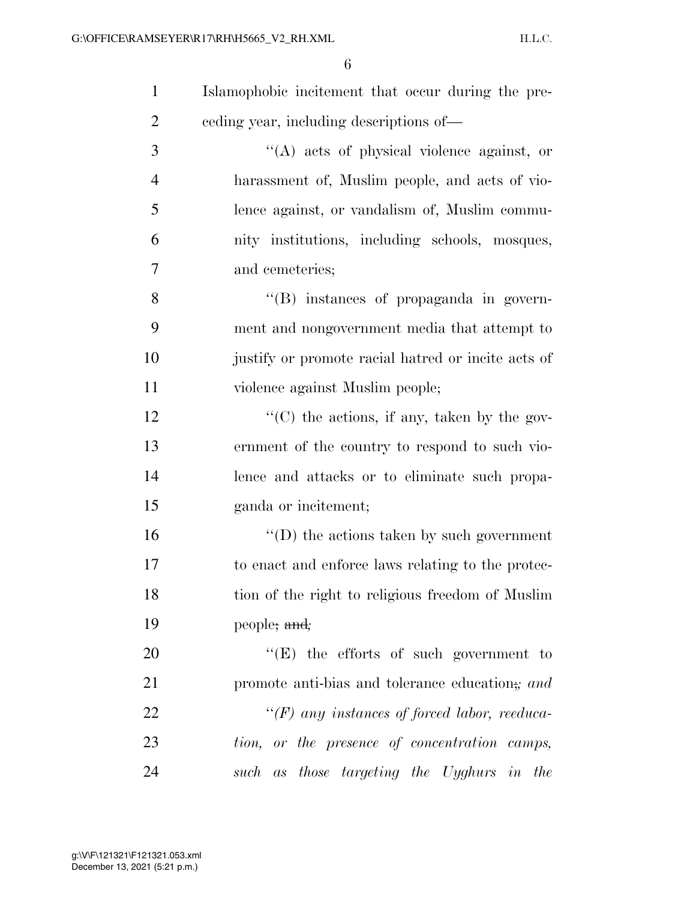Islamophobic incitement that occur during the preceding year, including descriptions of—

“(A) acts of physical violence against, or harassment of, Muslim people, and acts of violence against, or vandalism of, Muslim community institutions, including schools, mosques, and cemeteries;

“(B) instances of propaganda in government and nongovernment media that attempt to justify or promote racial hatred or incite acts of violence against Muslim people;

“(C) the actions, if any, taken by the government of the country to respond to such violence and attacks or to eliminate such propaganda or incitement;

“(D) the actions taken by such government to enact and enforce laws relating to the protection of the right to religious freedom of Muslim people~~; and~~*;*

“(E) the efforts of such government to promote anti-bias and tolerance education~~.~~*; and*

*“(F) any instances of forced labor, reeducation, or the presence of concentration camps, such as those targeting the Uyghurs in the*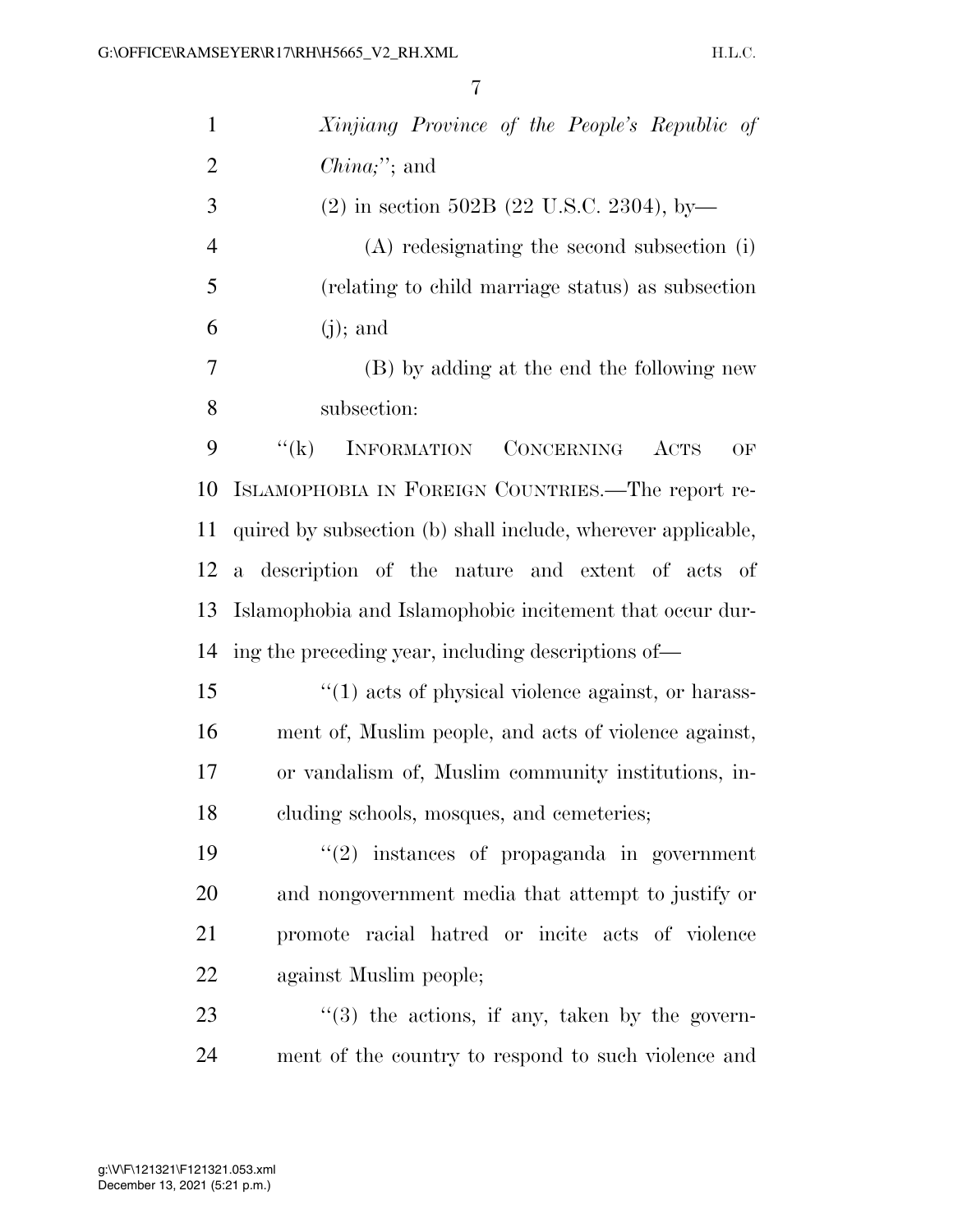*Xinjiang Province of the People's Republic of China;*''; and

(2) in section 502B (22 U.S.C. 2304), by—

(A) redesignating the second subsection (i) (relating to child marriage status) as subsection (j); and

(B) by adding at the end the following new subsection:

''(k) INFORMATION CONCERNING ACTS OF ISLAMOPHOBIA IN FOREIGN COUNTRIES.—The report required by subsection (b) shall include, wherever applicable, a description of the nature and extent of acts of Islamophobia and Islamophobic incitement that occur during the preceding year, including descriptions of—

''(1) acts of physical violence against, or harassment of, Muslim people, and acts of violence against, or vandalism of, Muslim community institutions, including schools, mosques, and cemeteries;

''(2) instances of propaganda in government and nongovernment media that attempt to justify or promote racial hatred or incite acts of violence against Muslim people;

''(3) the actions, if any, taken by the government of the country to respond to such violence and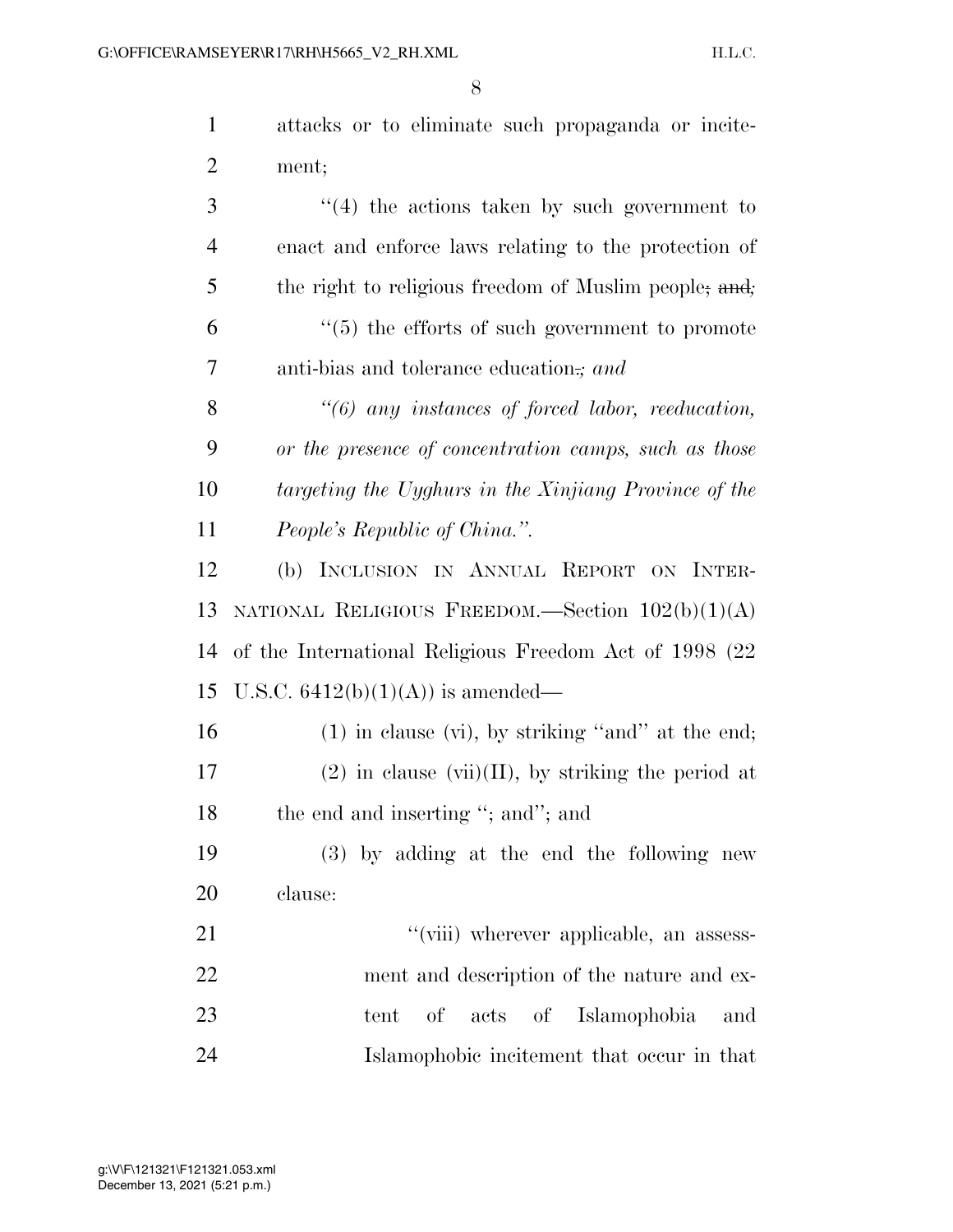attacks or to eliminate such propaganda or incitement;

"(4) the actions taken by such government to enact and enforce laws relating to the protection of the right to religious freedom of Muslim people~~; and~~*;*

"(5) the efforts of such government to promote anti-bias and tolerance education~~.~~*; and*

*"(6) any instances of forced labor, reeducation, or the presence of concentration camps, such as those targeting the Uyghurs in the Xinjiang Province of the People's Republic of China.".*

(b) INCLUSION IN ANNUAL REPORT ON INTERNATIONAL RELIGIOUS FREEDOM.—Section 102(b)(1)(A) of the International Religious Freedom Act of 1998 (22 U.S.C. 6412(b)(1)(A)) is amended—

(1) in clause (vi), by striking "and" at the end;

(2) in clause (vii)(II), by striking the period at the end and inserting "; and"; and

(3) by adding at the end the following new clause:

"(viii) wherever applicable, an assessment and description of the nature and extent of acts of Islamophobia and Islamophobic incitement that occur in that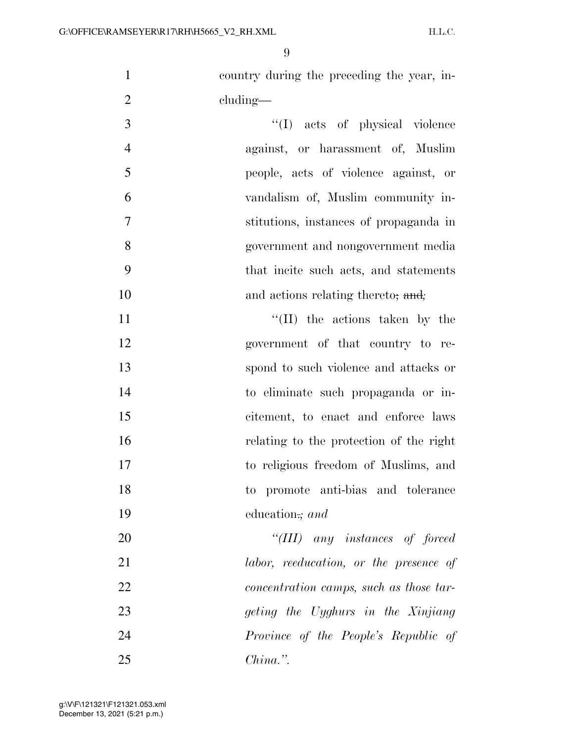country during the preceding the year, including—

"(I) acts of physical violence against, or harassment of, Muslim people, acts of violence against, or vandalism of, Muslim community institutions, instances of propaganda in government and nongovernment media that incite such acts, and statements and actions relating thereto~~; and~~*;*

"(II) the actions taken by the government of that country to respond to such violence and attacks or to eliminate such propaganda or incitement, to enact and enforce laws relating to the protection of the right to religious freedom of Muslims, and to promote anti-bias and tolerance education~~.~~*; and*

*"(III) any instances of forced labor, reeducation, or the presence of concentration camps, such as those targeting the Uyghurs in the Xinjiang Province of the People's Republic of China.".*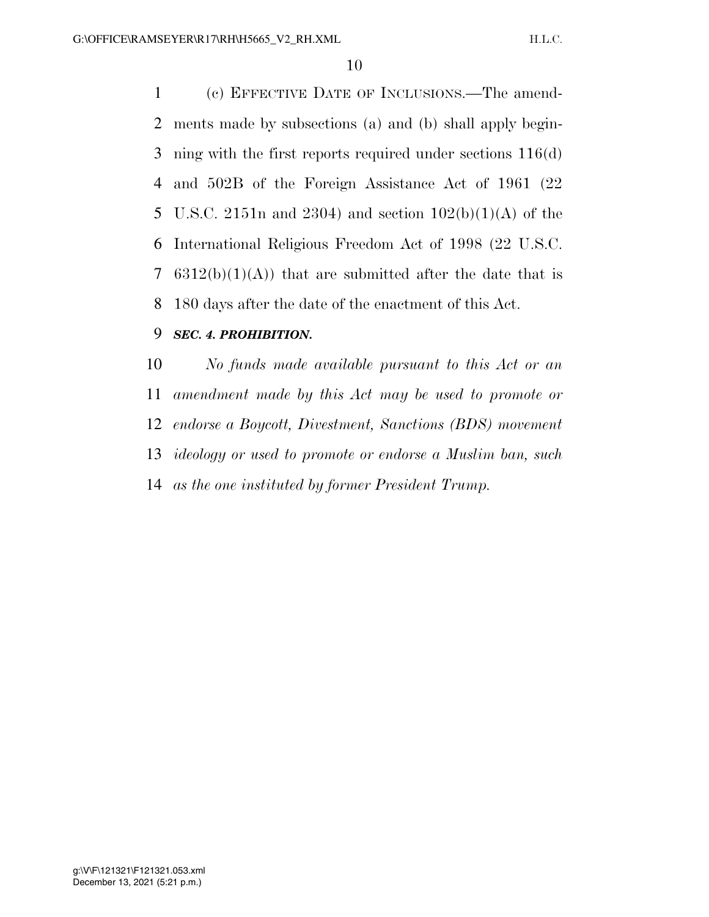(c) EFFECTIVE DATE OF INCLUSIONS.—The amendments made by subsections (a) and (b) shall apply beginning with the first reports required under sections 116(d) and 502B of the Foreign Assistance Act of 1961 (22 U.S.C. 2151n and 2304) and section 102(b)(1)(A) of the International Religious Freedom Act of 1998 (22 U.S.C. 6312(b)(1)(A)) that are submitted after the date that is 180 days after the date of the enactment of this Act.

***SEC. 4. PROHIBITION.***

*No funds made available pursuant to this Act or an amendment made by this Act may be used to promote or endorse a Boycott, Divestment, Sanctions (BDS) movement ideology or used to promote or endorse a Muslim ban, such as the one instituted by former President Trump.*